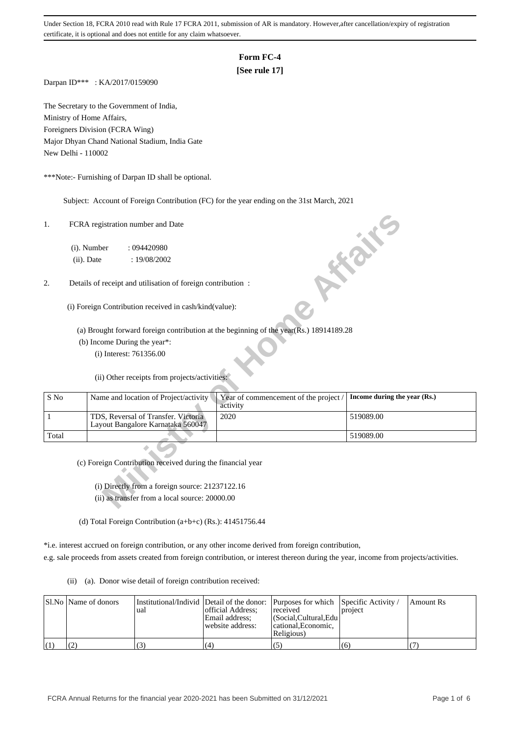Under Section 18, FCRA 2010 read with Rule 17 FCRA 2011, submission of AR is mandatory. However,after cancellation/expiry of registration certificate, it is optional and does not entitle for any claim whatsoever.

# Form FC-4
**[See rule 17]**

Darpan ID*** : KA/2017/0159090

The Secretary to the Government of India,
Ministry of Home Affairs,
Foreigners Division (FCRA Wing)
Major Dhyan Chand National Stadium, India Gate
New Delhi - 110002

***Note:- Furnishing of Darpan ID shall be optional.

Subject: Account of Foreign Contribution (FC) for the year ending on the 31st March, 2021

1. FCRA registration number and Date

   (i). Number : 094420980
   (ii). Date : 19/08/2002

2. Details of receipt and utilisation of foreign contribution :

   (i) Foreign Contribution received in cash/kind(value):

   (a) Brought forward foreign contribution at the beginning of the year(Rs.) 18914189.28

   (b) Income During the year*:

   (i) Interest: 761356.00

   (ii) Other receipts from projects/activities:

| S No | Name and location of Project/activity | Year of commencement of the project / activity | Income during the year (Rs.) |
|---|---|---|---|
| 1 | TDS, Reversal of Transfer. Victoria Layout Bangalore Karnataka 560047 | 2020 | 519089.00 |
| Total | | | 519089.00 |

   (c) Foreign Contribution received during the financial year

   (i) Directly from a foreign source: 21237122.16

   (ii) as transfer from a local source: 20000.00

   (d) Total Foreign Contribution (a+b+c) (Rs.): 41451756.44

*i.e. interest accrued on foreign contribution, or any other income derived from foreign contribution, e.g. sale proceeds from assets created from foreign contribution, or interest thereon during the year, income from projects/activities.

(ii) (a). Donor wise detail of foreign contribution received:

| Sl.No | Name of donors | Institutional/Individual | Detail of the donor: official Address; Email address; website address: | Purposes for which received (Social,Cultural,Educational,Economic, Religious) | Specific Activity / project | Amount Rs |
|---|---|---|---|---|---|---|
| (1) | (2) | (3) | (4) | (5) | (6) | (7) |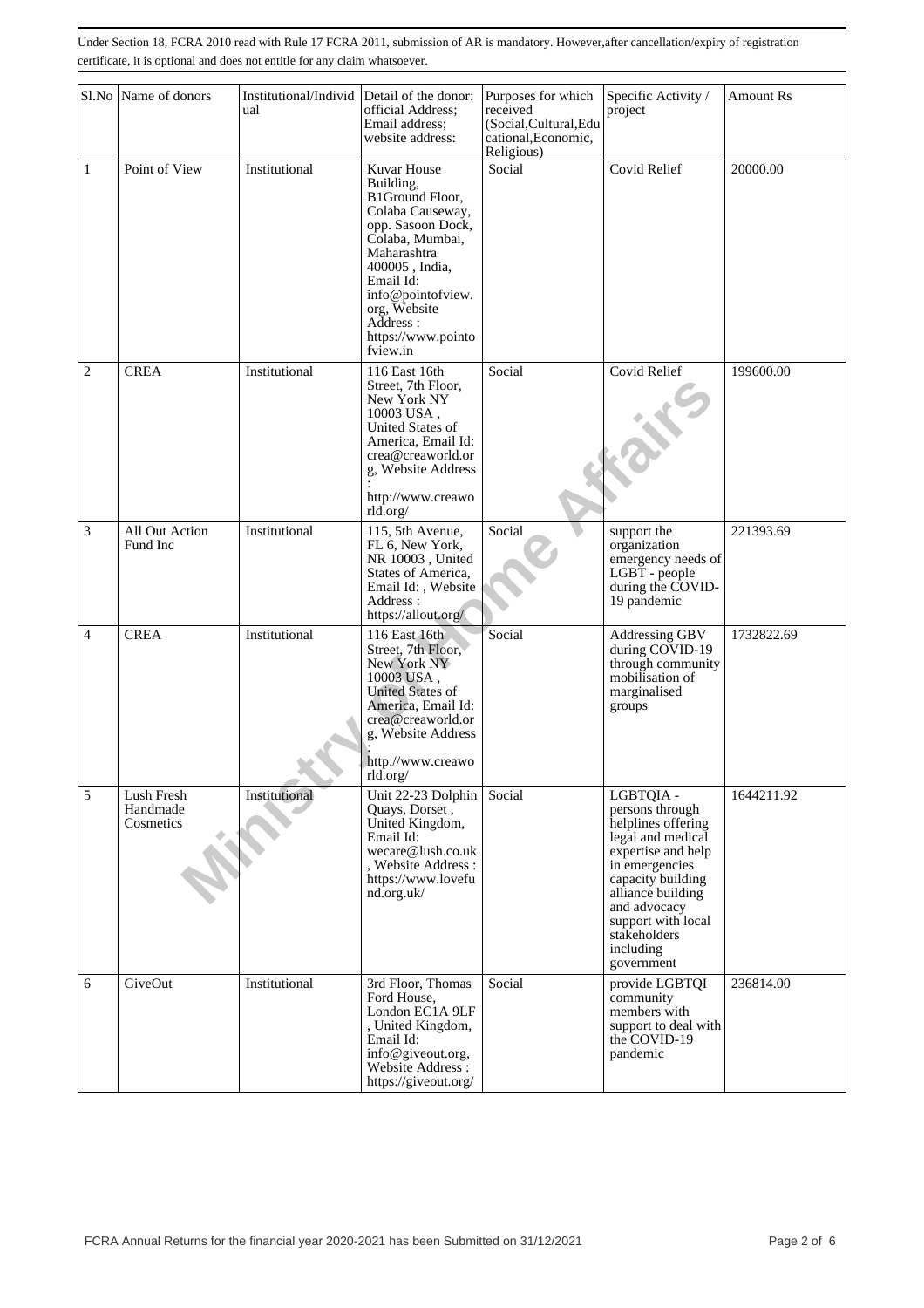Under Section 18, FCRA 2010 read with Rule 17 FCRA 2011, submission of AR is mandatory. However,after cancellation/expiry of registration certificate, it is optional and does not entitle for any claim whatsoever.

| Sl.No | Name of donors | Institutional/Individual | Detail of the donor: official Address; Email address; website address: | Purposes for which received (Social,Cultural,Educational,Economic, Religious) | Specific Activity / project | Amount Rs |
|---|---|---|---|---|---|---|
| 1 | Point of View | Institutional | Kuvar House Building, B1Ground Floor, Colaba Causeway, opp. Sasoon Dock, Colaba, Mumbai, Maharashtra 400005 , India, Email Id: info@pointofview.org, Website Address : https://www.pointofview.in | Social | Covid Relief | 20000.00 |
| 2 | CREA | Institutional | 116 East 16th Street, 7th Floor, New York NY 10003 USA , United States of America, Email Id: crea@creaworld.org, Website Address : http://www.creaworld.org/ | Social | Covid Relief | 199600.00 |
| 3 | All Out Action Fund Inc | Institutional | 115, 5th Avenue, FL 6, New York, NR 10003 , United States of America, Email Id: , Website Address : https://allout.org/ | Social | support the organization emergency needs of LGBT - people during the COVID-19 pandemic | 221393.69 |
| 4 | CREA | Institutional | 116 East 16th Street, 7th Floor, New York NY 10003 USA , United States of America, Email Id: crea@creaworld.org, Website Address : http://www.creaworld.org/ | Social | Addressing GBV during COVID-19 through community mobilisation of marginalised groups | 1732822.69 |
| 5 | Lush Fresh Handmade Cosmetics | Institutional | Unit 22-23 Dolphin Quays, Dorset , United Kingdom, Email Id: wecare@lush.co.uk , Website Address : https://www.lovefund.org.uk/ | Social | LGBTQIA - persons through helplines offering legal and medical expertise and help in emergencies capacity building alliance building and advocacy support with local stakeholders including government | 1644211.92 |
| 6 | GiveOut | Institutional | 3rd Floor, Thomas Ford House, London EC1A 9LF , United Kingdom, Email Id: info@giveout.org, Website Address : https://giveout.org/ | Social | provide LGBTQI community members with support to deal with the COVID-19 pandemic | 236814.00 |

FCRA Annual Returns for the financial year 2020-2021 has been Submitted on 31/12/2021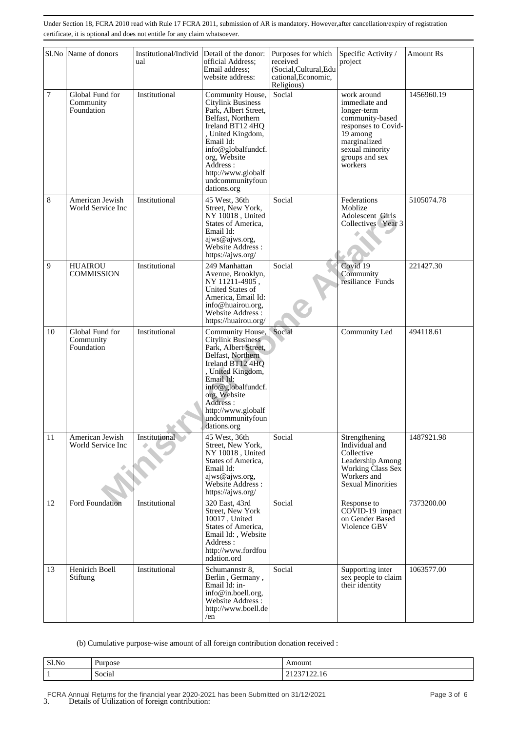Under Section 18, FCRA 2010 read with Rule 17 FCRA 2011, submission of AR is mandatory. However,after cancellation/expiry of registration certificate, it is optional and does not entitle for any claim whatsoever.

| Sl.No | Name of donors | Institutional/Individual | Detail of the donor: official Address; Email address; website address: | Purposes for which received (Social,Cultural,Educational,Economic, Religious) | Specific Activity / project | Amount Rs |
|---|---|---|---|---|---|---|
| 7 | Global Fund for Community Foundation | Institutional | Community House, Citylink Business Park, Albert Street, Belfast, Northern Ireland BT12 4HQ , United Kingdom, Email Id: info@globalfundcf.org, Website Address : http://www.globalfundcommunityfoundations.org | Social | work around immediate and longer-term community-based responses to Covid-19 among marginalized sexual minority groups and sex workers | 1456960.19 |
| 8 | American Jewish World Service Inc | Institutional | 45 West, 36th Street, New York, NY 10018 , United States of America, Email Id: ajws@ajws.org, Website Address : https://ajws.org/ | Social | Federations Moblize Adolescent Girls Collectives Year 3 | 5105074.78 |
| 9 | HUAIROU COMMISSION | Institutional | 249 Manhattan Avenue, Brooklyn, NY 11211-4905 , United States of America, Email Id: info@huairou.org, Website Address : https://huairou.org/ | Social | Covid 19 Community resiliance Funds | 221427.30 |
| 10 | Global Fund for Community Foundation | Institutional | Community House, Citylink Business Park, Albert Street, Belfast, Northern Ireland BT12 4HQ , United Kingdom, Email Id: info@globalfundcf.org, Website Address : http://www.globalfundcommunityfoundations.org | Social | Community Led | 494118.61 |
| 11 | American Jewish World Service Inc | Institutional | 45 West, 36th Street, New York, NY 10018 , United States of America, Email Id: ajws@ajws.org, Website Address : https://ajws.org/ | Social | Strengthening Individual and Collective Leadership Among Working Class Sex Workers and Sexual Minorities | 1487921.98 |
| 12 | Ford Foundation | Institutional | 320 East, 43rd Street, New York 10017 , United States of America, Email Id: , Website Address : http://www.fordfoundation.ord | Social | Response to COVID-19 impact on Gender Based Violence GBV | 7373200.00 |
| 13 | Henirich Boell Stiftung | Institutional | Schumannstr 8, Berlin , Germany , Email Id: in-info@in.boell.org, Website Address : http://www.boell.de/en | Social | Supporting inter sex people to claim their identity | 1063577.00 |

(b) Cumulative purpose-wise amount of all foreign contribution donation received :

| Sl.No | Purpose | Amount |
|---|---|---|
| 1 | Social | 21237122.16 |

FCRA Annual Returns for the financial year 2020-2021 has been Submitted on 31/12/2021

3. Details of Utilization of foreign contribution: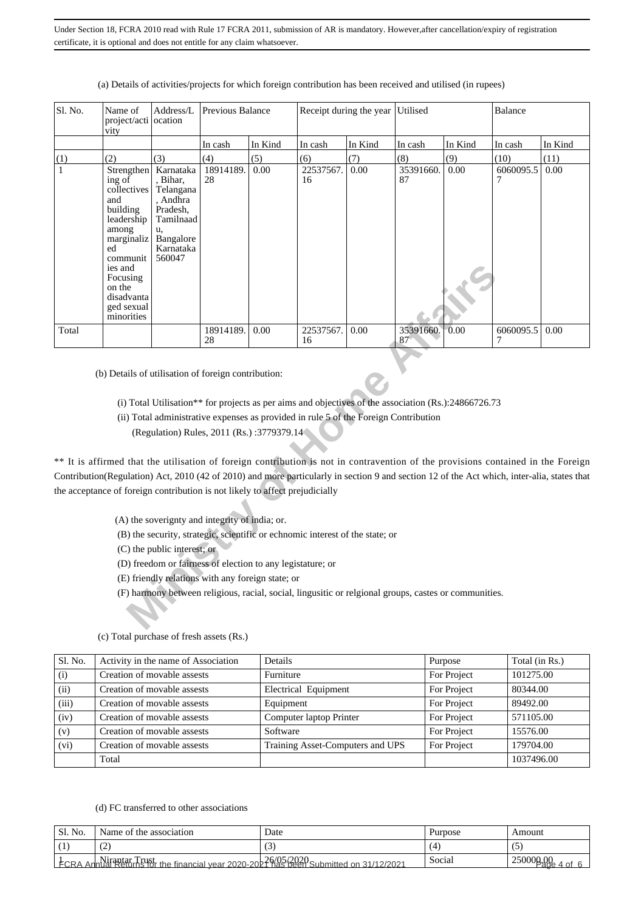Under Section 18, FCRA 2010 read with Rule 17 FCRA 2011, submission of AR is mandatory. However,after cancellation/expiry of registration certificate, it is optional and does not entitle for any claim whatsoever.

(a) Details of activities/projects for which foreign contribution has been received and utilised (in rupees)

| Sl. No. | Name of project/activity | Address/Location | Previous Balance | | Receipt during the year | | Utilised | | Balance | |
|---|---|---|---|---|---|---|---|---|---|---|
| | | | In cash | In Kind | In cash | In Kind | In cash | In Kind | In cash | In Kind |
| (1) | (2) | (3) | (4) | (5) | (6) | (7) | (8) | (9) | (10) | (11) |
| 1 | Strengthening of collectives and building leadership among marginalized communities and Focusing on the disadvantaged sexual minorities | Karnataka, Bihar, Telangana, Andhra Pradesh, Tamilnaadu, Bangalore Karnataka 560047 | 18914189.28 | 0.00 | 22537567.16 | 0.00 | 35391660.87 | 0.00 | 6060095.57 | 0.00 |
| Total | | | 18914189.28 | 0.00 | 22537567.16 | 0.00 | 35391660.87 | 0.00 | 6060095.57 | 0.00 |

(b) Details of utilisation of foreign contribution:

(i) Total Utilisation** for projects as per aims and objectives of the association (Rs.):24866726.73

(ii) Total administrative expenses as provided in rule 5 of the Foreign Contribution (Regulation) Rules, 2011 (Rs.) :3779379.14

** It is affirmed that the utilisation of foreign contribution is not in contravention of the provisions contained in the Foreign Contribution(Regulation) Act, 2010 (42 of 2010) and more particularly in section 9 and section 12 of the Act which, inter-alia, states that the acceptance of foreign contribution is not likely to affect prejudicially

(A) the soverignty and integrity of india; or.

(B) the security, strategic, scientific or echnomic interest of the state; or

(C) the public interest; or

(D) freedom or fairness of election to any legistature; or

(E) friendly relations with any foreign state; or

(F) harmony between religious, racial, social, lingusitic or relgional groups, castes or communities.

(c) Total purchase of fresh assets (Rs.)

| Sl. No. | Activity in the name of Association | Details | Purpose | Total (in Rs.) |
|---|---|---|---|---|
| (i) | Creation of movable assests | Furniture | For Project | 101275.00 |
| (ii) | Creation of movable assests | Electrical Equipment | For Project | 80344.00 |
| (iii) | Creation of movable assests | Equipment | For Project | 89492.00 |
| (iv) | Creation of movable assests | Computer laptop Printer | For Project | 571105.00 |
| (v) | Creation of movable assests | Software | For Project | 15576.00 |
| (vi) | Creation of movable assests | Training Asset-Computers and UPS | For Project | 179704.00 |
| | Total | | | 1037496.00 |

(d) FC transferred to other associations

| Sl. No. | Name of the association | Date | Purpose | Amount |
|---|---|---|---|---|
| (1) | (2) | (3) | (4) | (5) |
| 1 | Nirantar Trust | 26/05/2020 | Social | 250000.00 |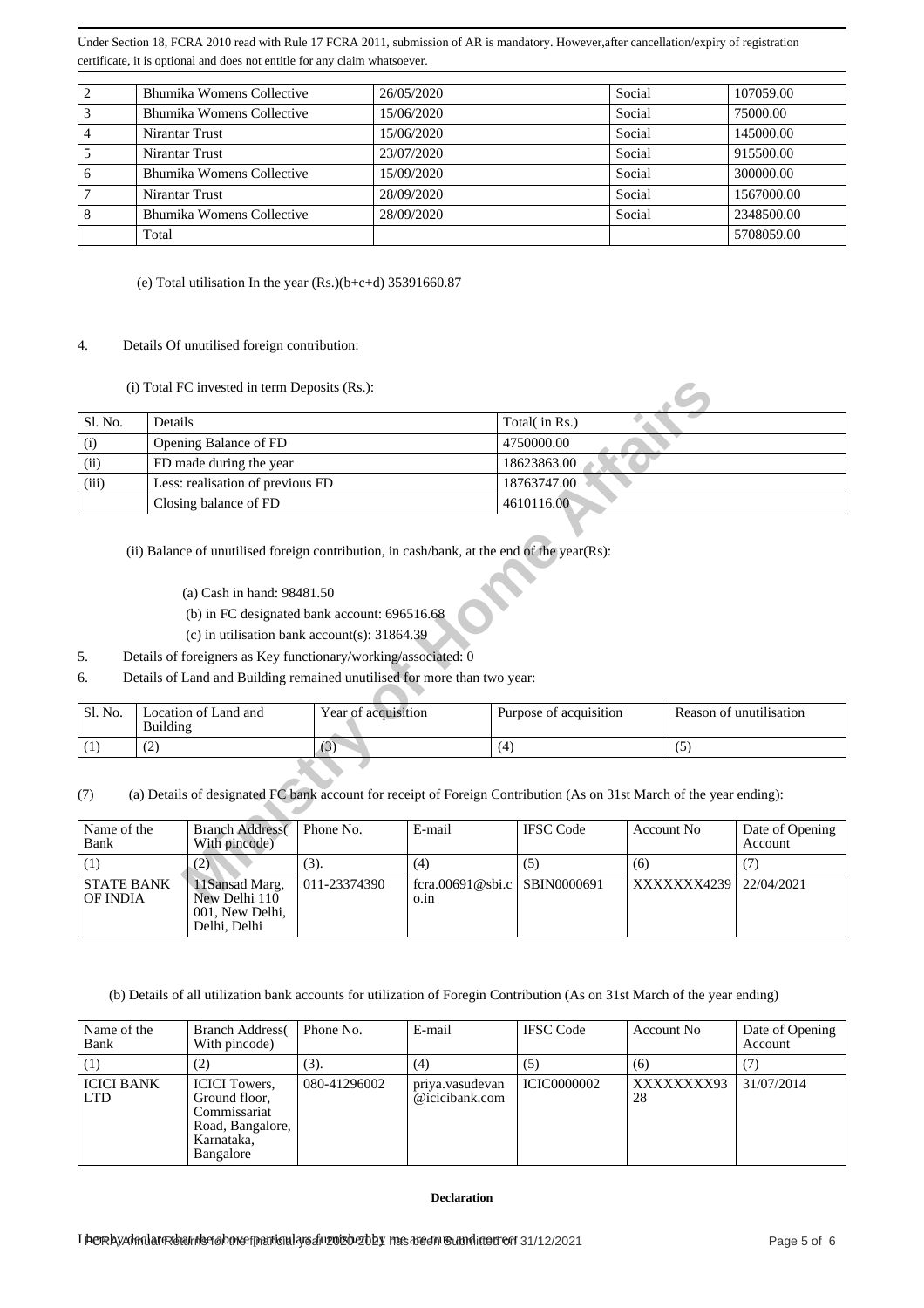Under Section 18, FCRA 2010 read with Rule 17 FCRA 2011, submission of AR is mandatory. However,after cancellation/expiry of registration certificate, it is optional and does not entitle for any claim whatsoever.

| | | | | |
|---|---|---|---|---|
| 2 | Bhumika Womens Collective | 26/05/2020 | Social | 107059.00 |
| 3 | Bhumika Womens Collective | 15/06/2020 | Social | 75000.00 |
| 4 | Nirantar Trust | 15/06/2020 | Social | 145000.00 |
| 5 | Nirantar Trust | 23/07/2020 | Social | 915500.00 |
| 6 | Bhumika Womens Collective | 15/09/2020 | Social | 300000.00 |
| 7 | Nirantar Trust | 28/09/2020 | Social | 1567000.00 |
| 8 | Bhumika Womens Collective | 28/09/2020 | Social | 2348500.00 |
| | Total | | | 5708059.00 |

(e) Total utilisation In the year (Rs.)(b+c+d) 35391660.87

4. Details Of unutilised foreign contribution:

(i) Total FC invested in term Deposits (Rs.):

| Sl. No. | Details | Total( in Rs.) |
|---|---|---|
| (i) | Opening Balance of FD | 4750000.00 |
| (ii) | FD made during the year | 18623863.00 |
| (iii) | Less: realisation of previous FD | 18763747.00 |
| | Closing balance of FD | 4610116.00 |

(ii) Balance of unutilised foreign contribution, in cash/bank, at the end of the year(Rs):

(a) Cash in hand: 98481.50

(b) in FC designated bank account: 696516.68

(c) in utilisation bank account(s): 31864.39

5. Details of foreigners as Key functionary/working/associated: 0

6. Details of Land and Building remained unutilised for more than two year:

| Sl. No. | Location of Land and Building | Year of acquisition | Purpose of acquisition | Reason of unutilisation |
|---|---|---|---|---|
| (1) | (2) | (3) | (4) | (5) |

(7) (a) Details of designated FC bank account for receipt of Foreign Contribution (As on 31st March of the year ending):

| Name of the Bank | Branch Address( With pincode) | Phone No. | E-mail | IFSC Code | Account No | Date of Opening Account |
|---|---|---|---|---|---|---|
| (1) | (2) | (3). | (4) | (5) | (6) | (7) |
| STATE BANK OF INDIA | 11Sansad Marg, New Delhi 110 001, New Delhi, Delhi, Delhi | 011-23374390 | fcra.00691@sbi.co.in | SBIN0000691 | XXXXXXX4239 | 22/04/2021 |

(b) Details of all utilization bank accounts for utilization of Foregin Contribution (As on 31st March of the year ending)

| Name of the Bank | Branch Address( With pincode) | Phone No. | E-mail | IFSC Code | Account No | Date of Opening Account |
|---|---|---|---|---|---|---|
| (1) | (2) | (3). | (4) | (5) | (6) | (7) |
| ICICI BANK LTD | ICICI Towers, Ground floor, Commissariat Road, Bangalore, Karnataka, Bangalore | 080-41296002 | priya.vasudevan@icicibank.com | ICIC0000002 | XXXXXXXX9328 | 31/07/2014 |

**Declaration**

I hereby declare that the above particulars furnished by me are true and correct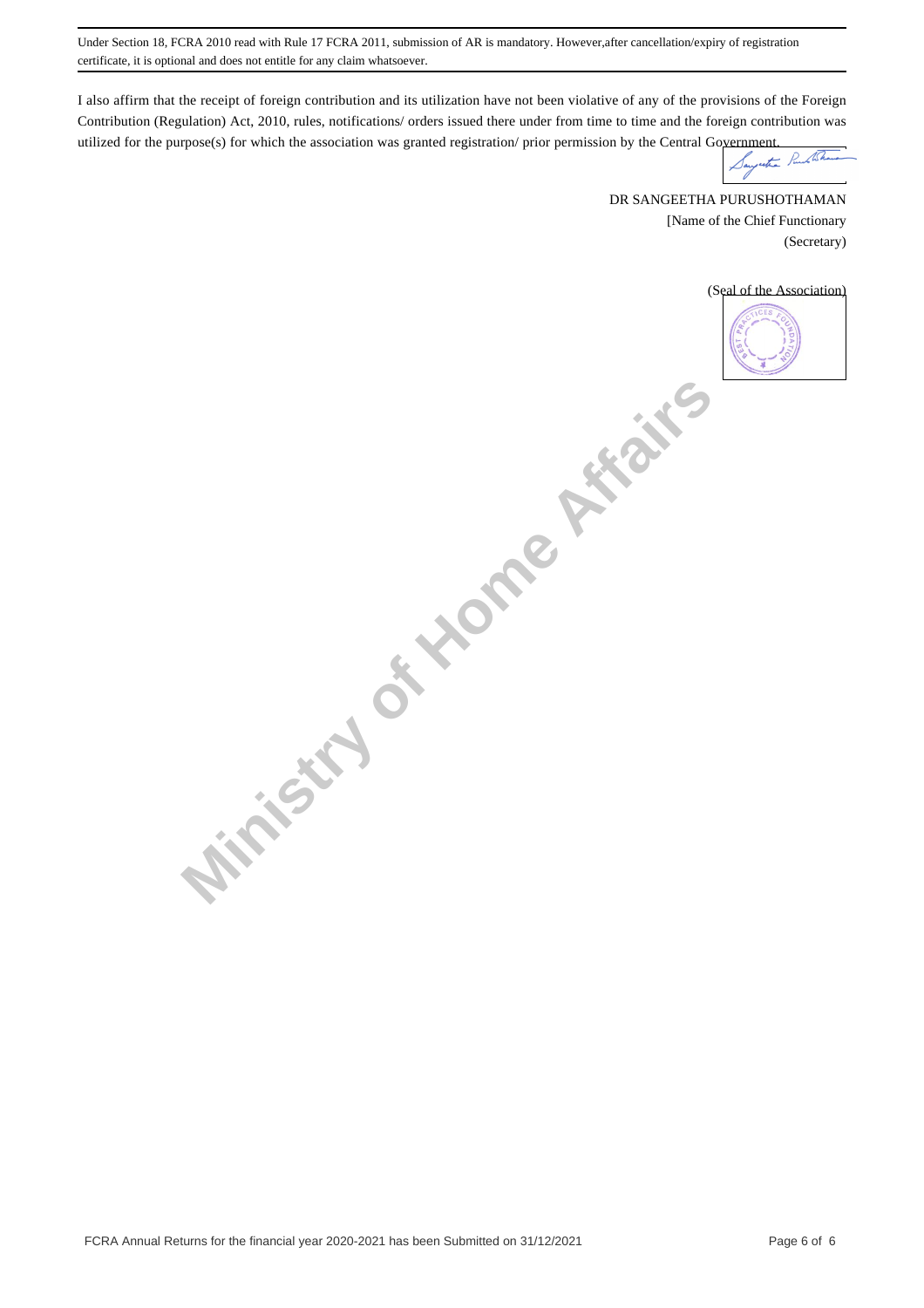Under Section 18, FCRA 2010 read with Rule 17 FCRA 2011, submission of AR is mandatory. However,after cancellation/expiry of registration certificate, it is optional and does not entitle for any claim whatsoever.

I also affirm that the receipt of foreign contribution and its utilization have not been violative of any of the provisions of the Foreign Contribution (Regulation) Act, 2010, rules, notifications/ orders issued there under from time to time and the foreign contribution was utilized for the purpose(s) for which the association was granted registration/ prior permission by the Central Government.

DR SANGEETHA PURUSHOTHAMAN
[Name of the Chief Functionary
(Secretary)

(Seal of the Association)